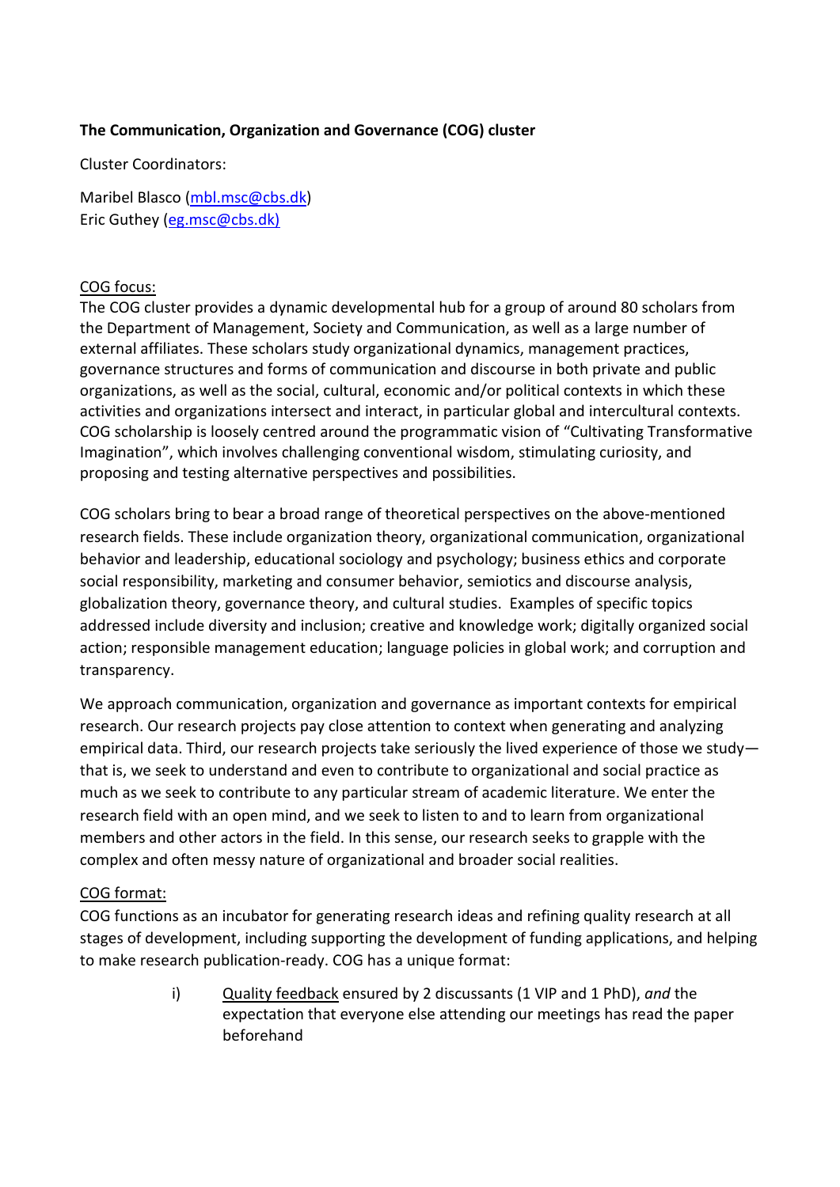**The Communication, Organization and Governance (COG) cluster**

Cluster Coordinators:

Maribel Blasco (mbl.msc@cbs.dk)
Eric Guthey (eg.msc@cbs.dk)

COG focus:
The COG cluster provides a dynamic developmental hub for a group of around 80 scholars from the Department of Management, Society and Communication, as well as a large number of external affiliates. These scholars study organizational dynamics, management practices, governance structures and forms of communication and discourse in both private and public organizations, as well as the social, cultural, economic and/or political contexts in which these activities and organizations intersect and interact, in particular global and intercultural contexts. COG scholarship is loosely centred around the programmatic vision of "Cultivating Transformative Imagination", which involves challenging conventional wisdom, stimulating curiosity, and proposing and testing alternative perspectives and possibilities.

COG scholars bring to bear a broad range of theoretical perspectives on the above-mentioned research fields. These include organization theory, organizational communication, organizational behavior and leadership, educational sociology and psychology; business ethics and corporate social responsibility, marketing and consumer behavior, semiotics and discourse analysis, globalization theory, governance theory, and cultural studies. Examples of specific topics addressed include diversity and inclusion; creative and knowledge work; digitally organized social action; responsible management education; language policies in global work; and corruption and transparency.

We approach communication, organization and governance as important contexts for empirical research. Our research projects pay close attention to context when generating and analyzing empirical data. Third, our research projects take seriously the lived experience of those we study—that is, we seek to understand and even to contribute to organizational and social practice as much as we seek to contribute to any particular stream of academic literature. We enter the research field with an open mind, and we seek to listen to and to learn from organizational members and other actors in the field. In this sense, our research seeks to grapple with the complex and often messy nature of organizational and broader social realities.

COG format:
COG functions as an incubator for generating research ideas and refining quality research at all stages of development, including supporting the development of funding applications, and helping to make research publication-ready. COG has a unique format:

i) Quality feedback ensured by 2 discussants (1 VIP and 1 PhD), *and* the expectation that everyone else attending our meetings has read the paper beforehand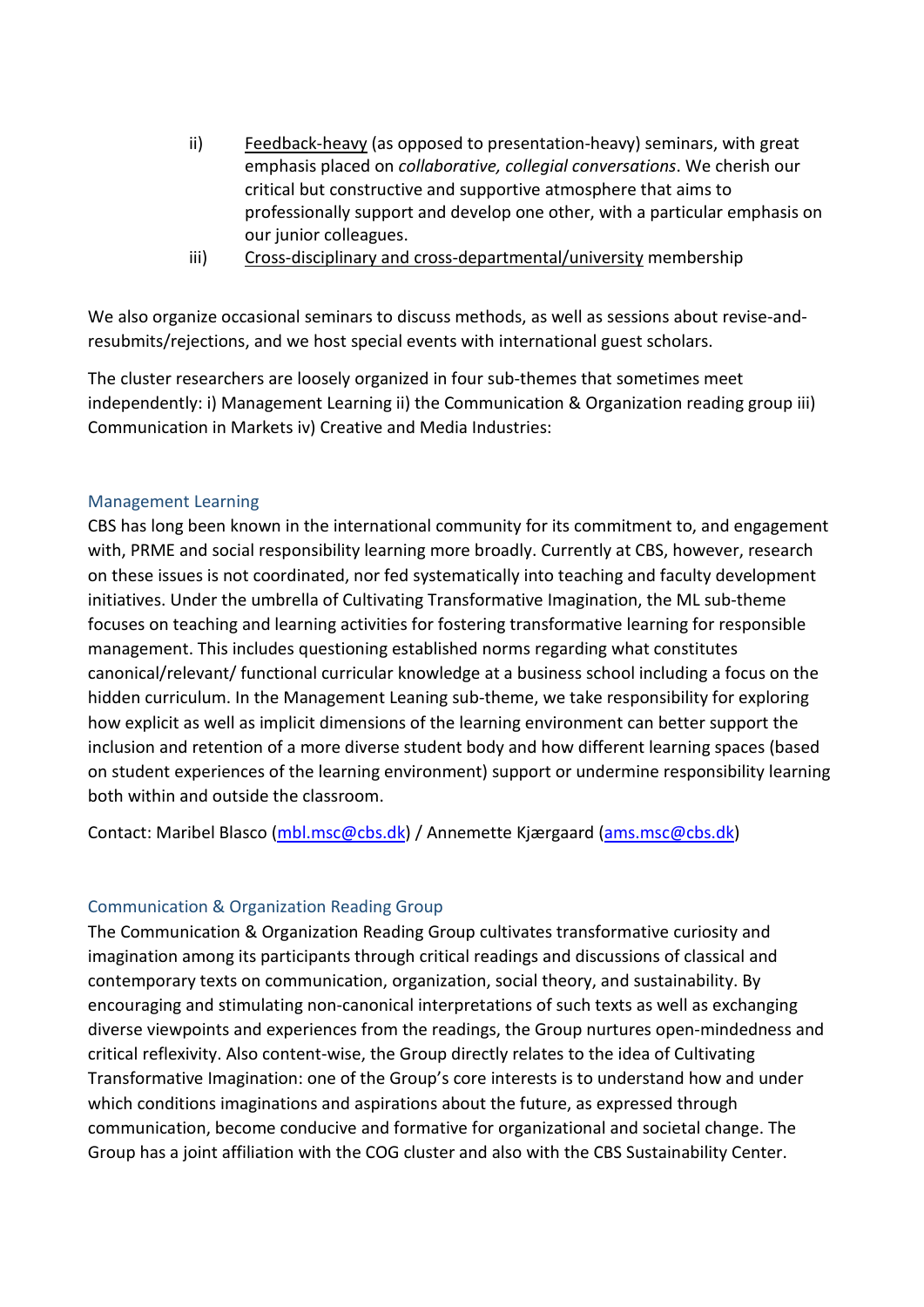ii) <u>Feedback-heavy</u> (as opposed to presentation-heavy) seminars, with great emphasis placed on *collaborative, collegial conversations*. We cherish our critical but constructive and supportive atmosphere that aims to professionally support and develop one other, with a particular emphasis on our junior colleagues.

iii) <u>Cross-disciplinary and cross-departmental/university</u> membership

We also organize occasional seminars to discuss methods, as well as sessions about revise-and-resubmits/rejections, and we host special events with international guest scholars.

The cluster researchers are loosely organized in four sub-themes that sometimes meet independently: i) Management Learning ii) the Communication & Organization reading group iii) Communication in Markets iv) Creative and Media Industries:

### Management Learning

CBS has long been known in the international community for its commitment to, and engagement with, PRME and social responsibility learning more broadly. Currently at CBS, however, research on these issues is not coordinated, nor fed systematically into teaching and faculty development initiatives. Under the umbrella of Cultivating Transformative Imagination, the ML sub-theme focuses on teaching and learning activities for fostering transformative learning for responsible management. This includes questioning established norms regarding what constitutes canonical/relevant/ functional curricular knowledge at a business school including a focus on the hidden curriculum. In the Management Leaning sub-theme, we take responsibility for exploring how explicit as well as implicit dimensions of the learning environment can better support the inclusion and retention of a more diverse student body and how different learning spaces (based on student experiences of the learning environment) support or undermine responsibility learning both within and outside the classroom.

Contact: Maribel Blasco (mbl.msc@cbs.dk) / Annemette Kjærgaard (ams.msc@cbs.dk)

### Communication & Organization Reading Group

The Communication & Organization Reading Group cultivates transformative curiosity and imagination among its participants through critical readings and discussions of classical and contemporary texts on communication, organization, social theory, and sustainability. By encouraging and stimulating non-canonical interpretations of such texts as well as exchanging diverse viewpoints and experiences from the readings, the Group nurtures open-mindedness and critical reflexivity. Also content-wise, the Group directly relates to the idea of Cultivating Transformative Imagination: one of the Group's core interests is to understand how and under which conditions imaginations and aspirations about the future, as expressed through communication, become conducive and formative for organizational and societal change. The Group has a joint affiliation with the COG cluster and also with the CBS Sustainability Center.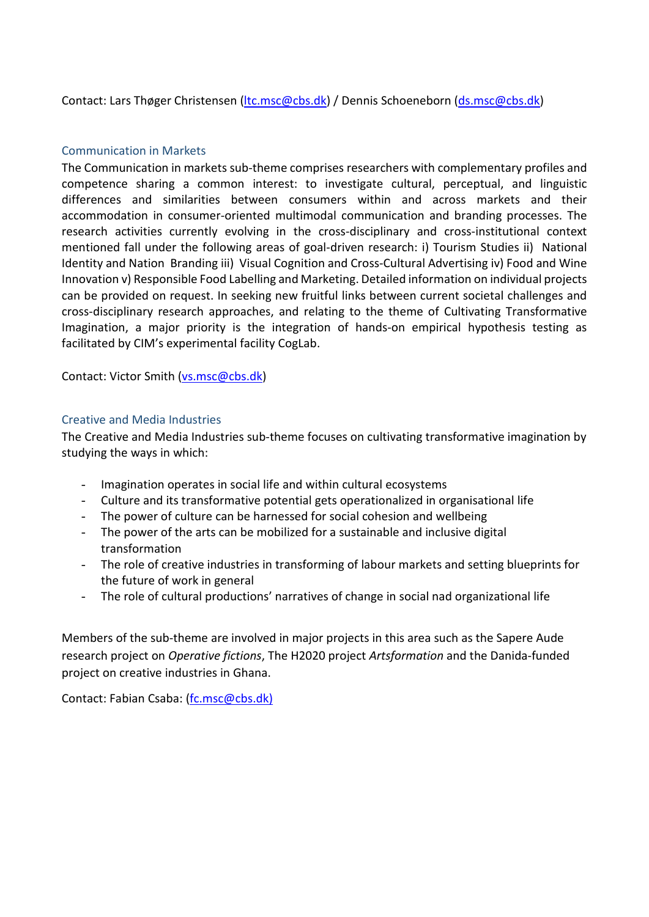Contact: Lars Thøger Christensen (ltc.msc@cbs.dk) / Dennis Schoeneborn (ds.msc@cbs.dk)

## Communication in Markets

The Communication in markets sub-theme comprises researchers with complementary profiles and competence sharing a common interest: to investigate cultural, perceptual, and linguistic differences and similarities between consumers within and across markets and their accommodation in consumer-oriented multimodal communication and branding processes. The research activities currently evolving in the cross-disciplinary and cross-institutional context mentioned fall under the following areas of goal-driven research: i) Tourism Studies ii) National Identity and Nation Branding iii) Visual Cognition and Cross-Cultural Advertising iv) Food and Wine Innovation v) Responsible Food Labelling and Marketing. Detailed information on individual projects can be provided on request. In seeking new fruitful links between current societal challenges and cross-disciplinary research approaches, and relating to the theme of Cultivating Transformative Imagination, a major priority is the integration of hands-on empirical hypothesis testing as facilitated by CIM's experimental facility CogLab.

Contact: Victor Smith (vs.msc@cbs.dk)

## Creative and Media Industries

The Creative and Media Industries sub-theme focuses on cultivating transformative imagination by studying the ways in which:

- Imagination operates in social life and within cultural ecosystems
- Culture and its transformative potential gets operationalized in organisational life
- The power of culture can be harnessed for social cohesion and wellbeing
- The power of the arts can be mobilized for a sustainable and inclusive digital transformation
- The role of creative industries in transforming of labour markets and setting blueprints for the future of work in general
- The role of cultural productions' narratives of change in social nad organizational life

Members of the sub-theme are involved in major projects in this area such as the Sapere Aude research project on *Operative fictions*, The H2020 project *Artsformation* and the Danida-funded project on creative industries in Ghana.

Contact: Fabian Csaba: (fc.msc@cbs.dk)